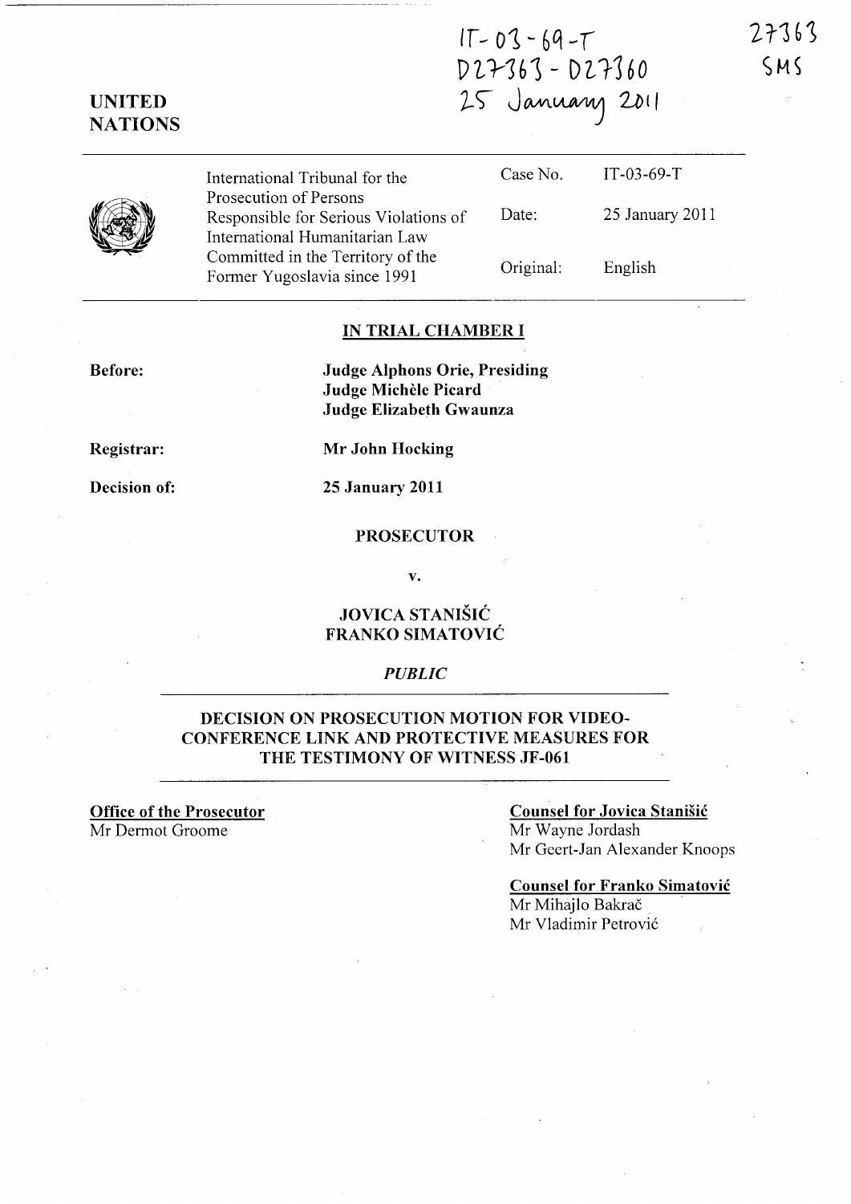IT-03-69-T
D27363 - D27360
25 January 2011

27363
SMS

**UNITED NATIONS**

| International Tribunal for the Prosecution of Persons Responsible for Serious Violations of International Humanitarian Law Committed in the Territory of the Former Yugoslavia since 1991 | Case No. | IT-03-69-T |
|---|---|---|
| | Date: | 25 January 2011 |
| | Original: | English |

**IN TRIAL CHAMBER I**

**Before:** **Judge Alphons Orie, Presiding**
**Judge Michèle Picard**
**Judge Elizabeth Gwaunza**

**Registrar:** **Mr John Hocking**

**Decision of:** **25 January 2011**

**PROSECUTOR**

**v.**

**JOVICA STANIŠIĆ**
**FRANKO SIMATOVIĆ**

*PUBLIC*

**DECISION ON PROSECUTION MOTION FOR VIDEO-CONFERENCE LINK AND PROTECTIVE MEASURES FOR THE TESTIMONY OF WITNESS JF-061**

**Office of the Prosecutor**
Mr Dermot Groome

**Counsel for Jovica Stanišić**
Mr Wayne Jordash
Mr Geert-Jan Alexander Knoops

**Counsel for Franko Simatović**
Mr Mihajlo Bakrač
Mr Vladimir Petrović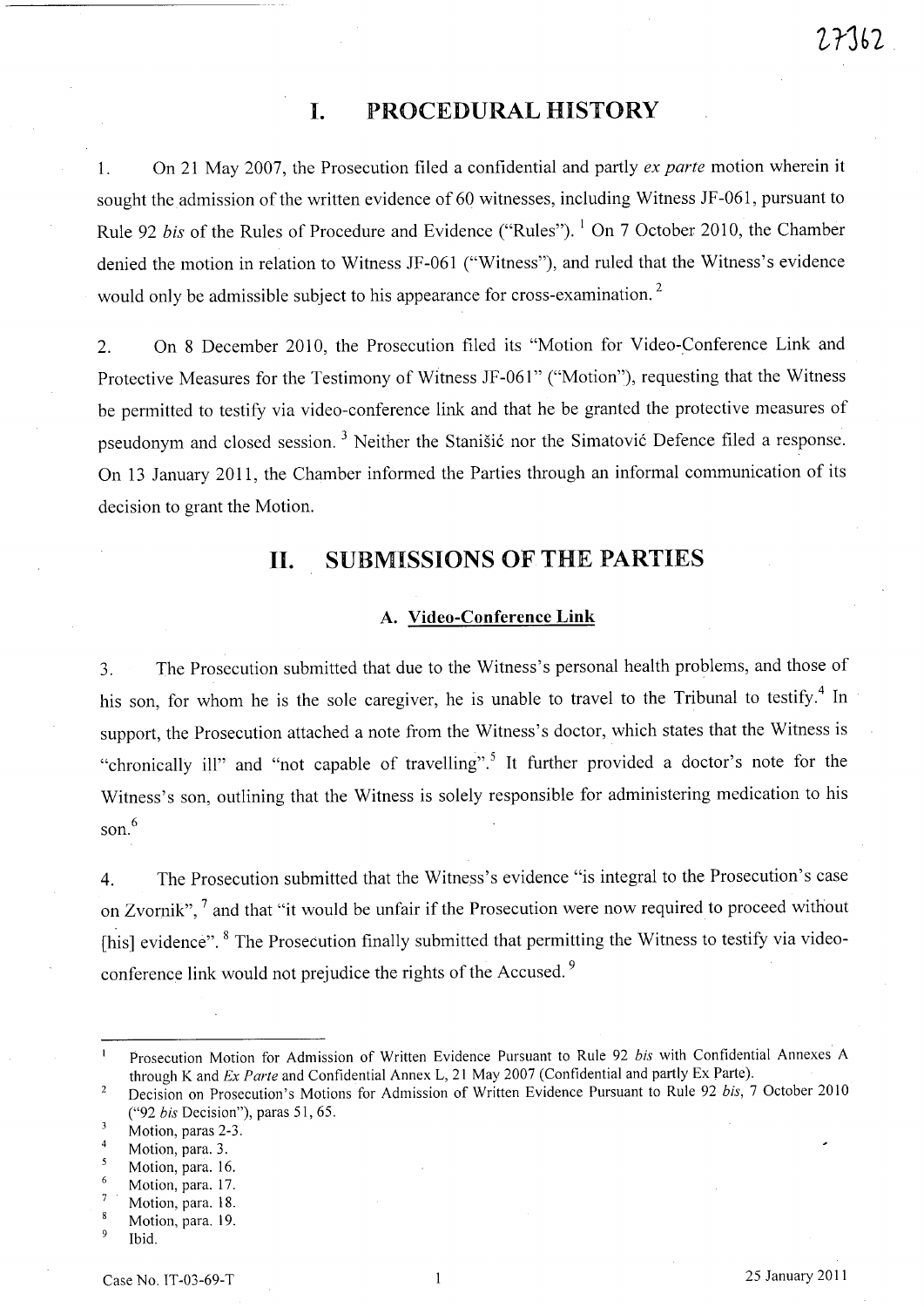# I. PROCEDURAL HISTORY

1. On 21 May 2007, the Prosecution filed a confidential and partly *ex parte* motion wherein it sought the admission of the written evidence of 60 witnesses, including Witness JF-061, pursuant to Rule 92 *bis* of the Rules of Procedure and Evidence ("Rules").[1] On 7 October 2010, the Chamber denied the motion in relation to Witness JF-061 ("Witness"), and ruled that the Witness's evidence would only be admissible subject to his appearance for cross-examination.[2]

2. On 8 December 2010, the Prosecution filed its "Motion for Video-Conference Link and Protective Measures for the Testimony of Witness JF-061" ("Motion"), requesting that the Witness be permitted to testify via video-conference link and that he be granted the protective measures of pseudonym and closed session.[3] Neither the Stanišić nor the Simatović Defence filed a response. On 13 January 2011, the Chamber informed the Parties through an informal communication of its decision to grant the Motion.

# II. SUBMISSIONS OF THE PARTIES

## A. Video-Conference Link

3. The Prosecution submitted that due to the Witness's personal health problems, and those of his son, for whom he is the sole caregiver, he is unable to travel to the Tribunal to testify.[4] In support, the Prosecution attached a note from the Witness's doctor, which states that the Witness is "chronically ill" and "not capable of travelling".[5] It further provided a doctor's note for the Witness's son, outlining that the Witness is solely responsible for administering medication to his son.[6]

4. The Prosecution submitted that the Witness's evidence "is integral to the Prosecution's case on Zvornik",[7] and that "it would be unfair if the Prosecution were now required to proceed without [his] evidence".[8] The Prosecution finally submitted that permitting the Witness to testify via video-conference link would not prejudice the rights of the Accused.[9]

---

[1] Prosecution Motion for Admission of Written Evidence Pursuant to Rule 92 *bis* with Confidential Annexes A through K and *Ex Parte* and Confidential Annex L, 21 May 2007 (Confidential and partly Ex Parte).

[2] Decision on Prosecution's Motions for Admission of Written Evidence Pursuant to Rule 92 *bis*, 7 October 2010 ("92 *bis* Decision"), paras 51, 65.

[3] Motion, paras 2-3.

[4] Motion, para. 3.

[5] Motion, para. 16.

[6] Motion, para. 17.

[7] Motion, para. 18.

[8] Motion, para. 19.

[9] Ibid.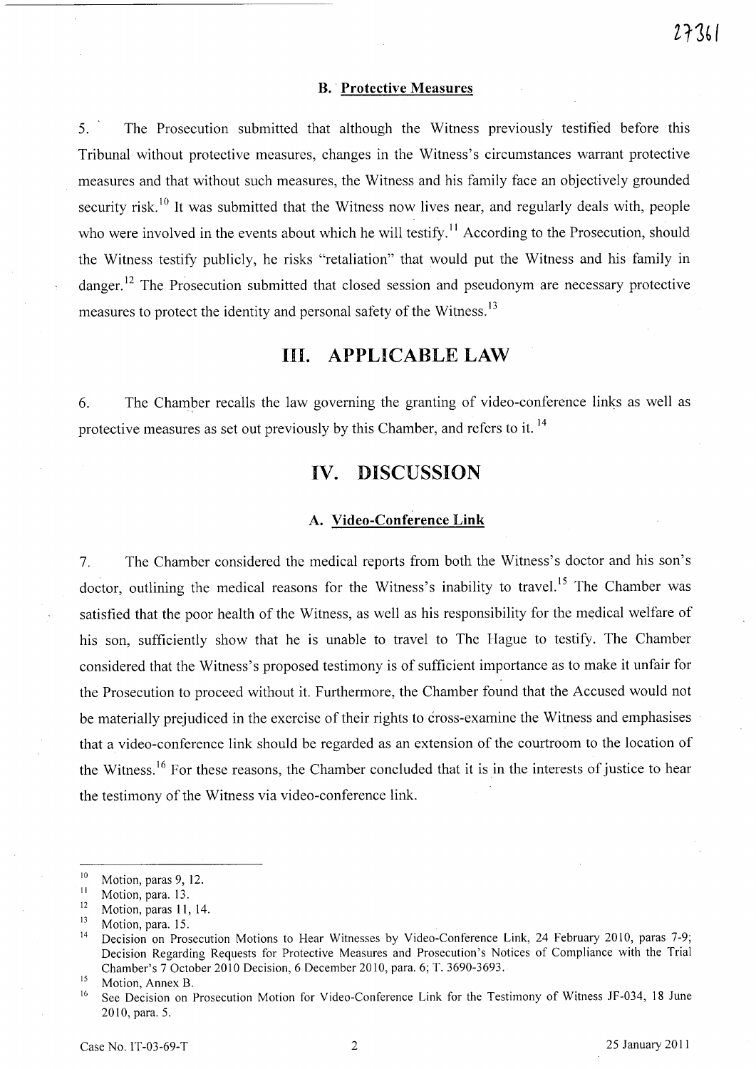### B. Protective Measures

5. The Prosecution submitted that although the Witness previously testified before this Tribunal without protective measures, changes in the Witness's circumstances warrant protective measures and that without such measures, the Witness and his family face an objectively grounded security risk.[10] It was submitted that the Witness now lives near, and regularly deals with, people who were involved in the events about which he will testify.[11] According to the Prosecution, should the Witness testify publicly, he risks "retaliation" that would put the Witness and his family in danger.[12] The Prosecution submitted that closed session and pseudonym are necessary protective measures to protect the identity and personal safety of the Witness.[13]

## III. APPLICABLE LAW

6. The Chamber recalls the law governing the granting of video-conference links as well as protective measures as set out previously by this Chamber, and refers to it.[14]

## IV. DISCUSSION

### A. Video-Conference Link

7. The Chamber considered the medical reports from both the Witness's doctor and his son's doctor, outlining the medical reasons for the Witness's inability to travel.[15] The Chamber was satisfied that the poor health of the Witness, as well as his responsibility for the medical welfare of his son, sufficiently show that he is unable to travel to The Hague to testify. The Chamber considered that the Witness's proposed testimony is of sufficient importance as to make it unfair for the Prosecution to proceed without it. Furthermore, the Chamber found that the Accused would not be materially prejudiced in the exercise of their rights to cross-examine the Witness and emphasises that a video-conference link should be regarded as an extension of the courtroom to the location of the Witness.[16] For these reasons, the Chamber concluded that it is in the interests of justice to hear the testimony of the Witness via video-conference link.

---

[10] Motion, paras 9, 12.

[11] Motion, para. 13.

[12] Motion, paras 11, 14.

[13] Motion, para. 15.

[14] Decision on Prosecution Motions to Hear Witnesses by Video-Conference Link, 24 February 2010, paras 7-9; Decision Regarding Requests for Protective Measures and Prosecution's Notices of Compliance with the Trial Chamber's 7 October 2010 Decision, 6 December 2010, para. 6; T. 3690-3693.

[15] Motion, Annex B.

[16] See Decision on Prosecution Motion for Video-Conference Link for the Testimony of Witness JF-034, 18 June 2010, para. 5.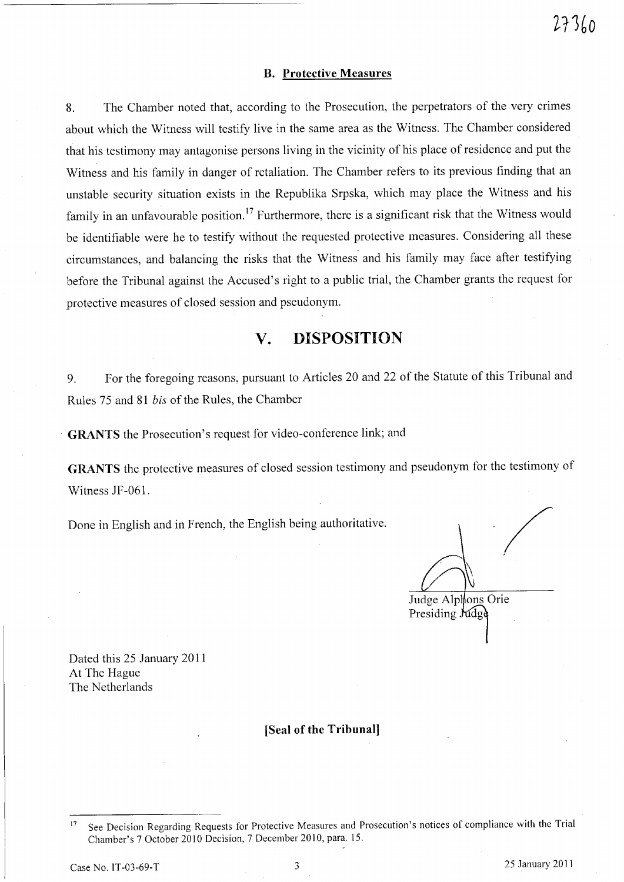### B. Protective Measures

8. The Chamber noted that, according to the Prosecution, the perpetrators of the very crimes about which the Witness will testify live in the same area as the Witness. The Chamber considered that his testimony may antagonise persons living in the vicinity of his place of residence and put the Witness and his family in danger of retaliation. The Chamber refers to its previous finding that an unstable security situation exists in the Republika Srpska, which may place the Witness and his family in an unfavourable position.[17] Furthermore, there is a significant risk that the Witness would be identifiable were he to testify without the requested protective measures. Considering all these circumstances, and balancing the risks that the Witness and his family may face after testifying before the Tribunal against the Accused's right to a public trial, the Chamber grants the request for protective measures of closed session and pseudonym.

# V. DISPOSITION

9. For the foregoing reasons, pursuant to Articles 20 and 22 of the Statute of this Tribunal and Rules 75 and 81 *bis* of the Rules, the Chamber

**GRANTS** the Prosecution's request for video-conference link; and

**GRANTS** the protective measures of closed session testimony and pseudonym for the testimony of Witness JF-061.

Done in English and in French, the English being authoritative.

Judge Alphons Orie
Presiding Judge

Dated this 25 January 2011
At The Hague
The Netherlands

**[Seal of the Tribunal]**

---

[17] See Decision Regarding Requests for Protective Measures and Prosecution's notices of compliance with the Trial Chamber's 7 October 2010 Decision, 7 December 2010, para. 15.